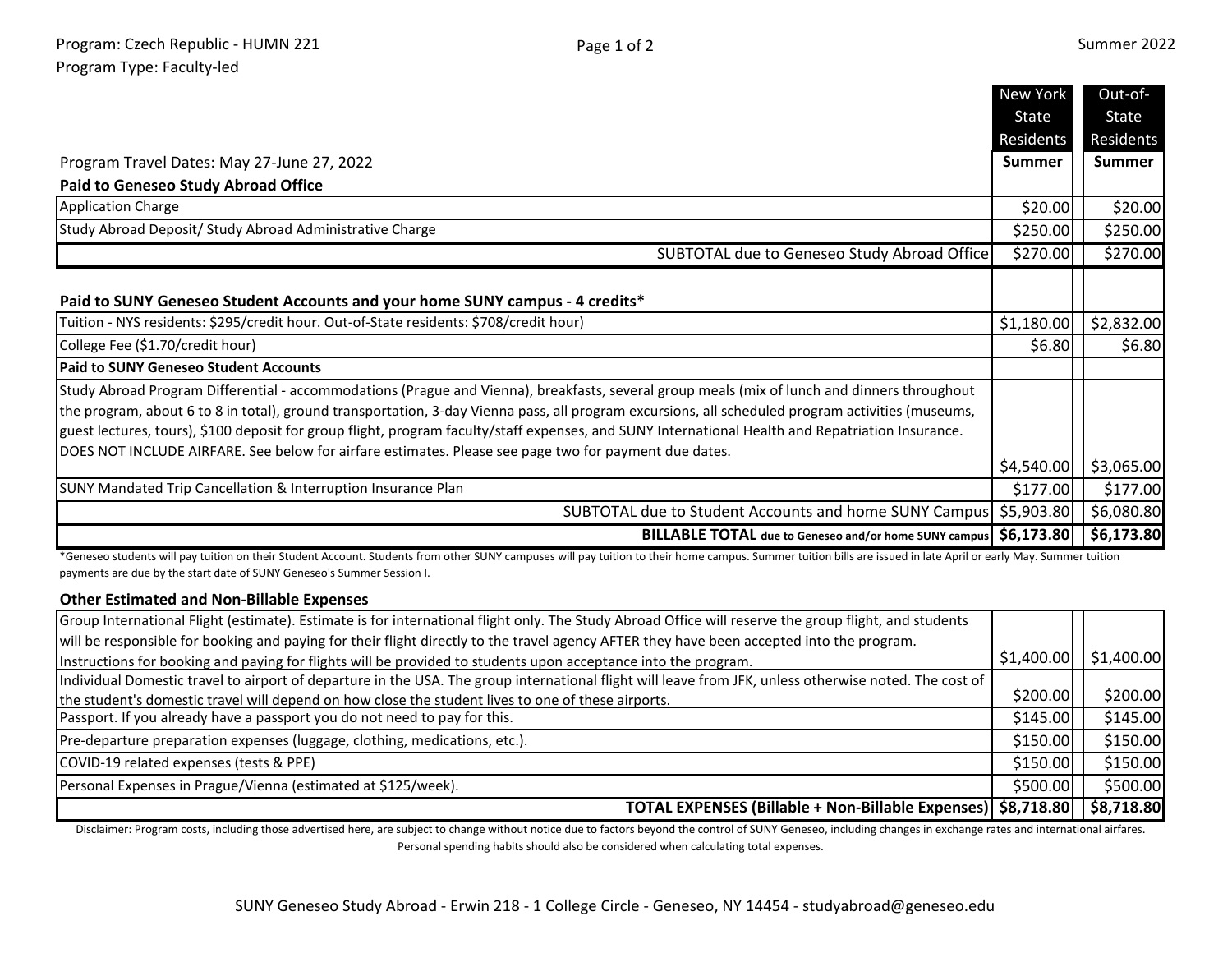Program: Czech Republic - HUMN 221

Program Type: Faculty-led

Summer 2022

| Program Travel Dates: May 27-June 27, 2022 | New York State Residents Summer | Out-of-State Residents Summer |
|---|---|---|
| **Paid to Geneseo Study Abroad Office** | | |
| Application Charge | $20.00 | $20.00 |
| Study Abroad Deposit/ Study Abroad Administrative Charge | $250.00 | $250.00 |
| SUBTOTAL due to Geneseo Study Abroad Office | $270.00 | $270.00 |
| **Paid to SUNY Geneseo Student Accounts and your home SUNY campus - 4 credits*** | | |
| Tuition - NYS residents: $295/credit hour. Out-of-State residents: $708/credit hour) | $1,180.00 | $2,832.00 |
| College Fee ($1.70/credit hour) | $6.80 | $6.80 |
| **Paid to SUNY Geneseo Student Accounts** | | |
| Study Abroad Program Differential - accommodations (Prague and Vienna), breakfasts, several group meals (mix of lunch and dinners throughout the program, about 6 to 8 in total), ground transportation, 3-day Vienna pass, all program excursions, all scheduled program activities (museums, guest lectures, tours), $100 deposit for group flight, program faculty/staff expenses, and SUNY International Health and Repatriation Insurance. DOES NOT INCLUDE AIRFARE. See below for airfare estimates. Please see page two for payment due dates. | $4,540.00 | $3,065.00 |
| SUNY Mandated Trip Cancellation & Interruption Insurance Plan | $177.00 | $177.00 |
| SUBTOTAL due to Student Accounts and home SUNY Campus | $5,903.80 | $6,080.80 |
| **BILLABLE TOTAL due to Geneseo and/or home SUNY campus** | **$6,173.80** | **$6,173.80** |

*Geneseo students will pay tuition on their Student Account. Students from other SUNY campuses will pay tuition to their home campus. Summer tuition bills are issued in late April or early May. Summer tuition payments are due by the start date of SUNY Geneseo's Summer Session I.

| **Other Estimated and Non-Billable Expenses** | | |
|---|---|---|
| Group International Flight (estimate). Estimate is for international flight only. The Study Abroad Office will reserve the group flight, and students will be responsible for booking and paying for their flight directly to the travel agency AFTER they have been accepted into the program. Instructions for booking and paying for flights will be provided to students upon acceptance into the program. | $1,400.00 | $1,400.00 |
| Individual Domestic travel to airport of departure in the USA. The group international flight will leave from JFK, unless otherwise noted. The cost of the student's domestic travel will depend on how close the student lives to one of these airports. | $200.00 | $200.00 |
| Passport. If you already have a passport you do not need to pay for this. | $145.00 | $145.00 |
| Pre-departure preparation expenses (luggage, clothing, medications, etc.). | $150.00 | $150.00 |
| COVID-19 related expenses (tests & PPE) | $150.00 | $150.00 |
| Personal Expenses in Prague/Vienna (estimated at $125/week). | $500.00 | $500.00 |
| **TOTAL EXPENSES (Billable + Non-Billable Expenses)** | **$8,718.80** | **$8,718.80** |

Disclaimer: Program costs, including those advertised here, are subject to change without notice due to factors beyond the control of SUNY Geneseo, including changes in exchange rates and international airfares. Personal spending habits should also be considered when calculating total expenses.

SUNY Geneseo Study Abroad - Erwin 218 - 1 College Circle - Geneseo, NY 14454 - studyabroad@geneseo.edu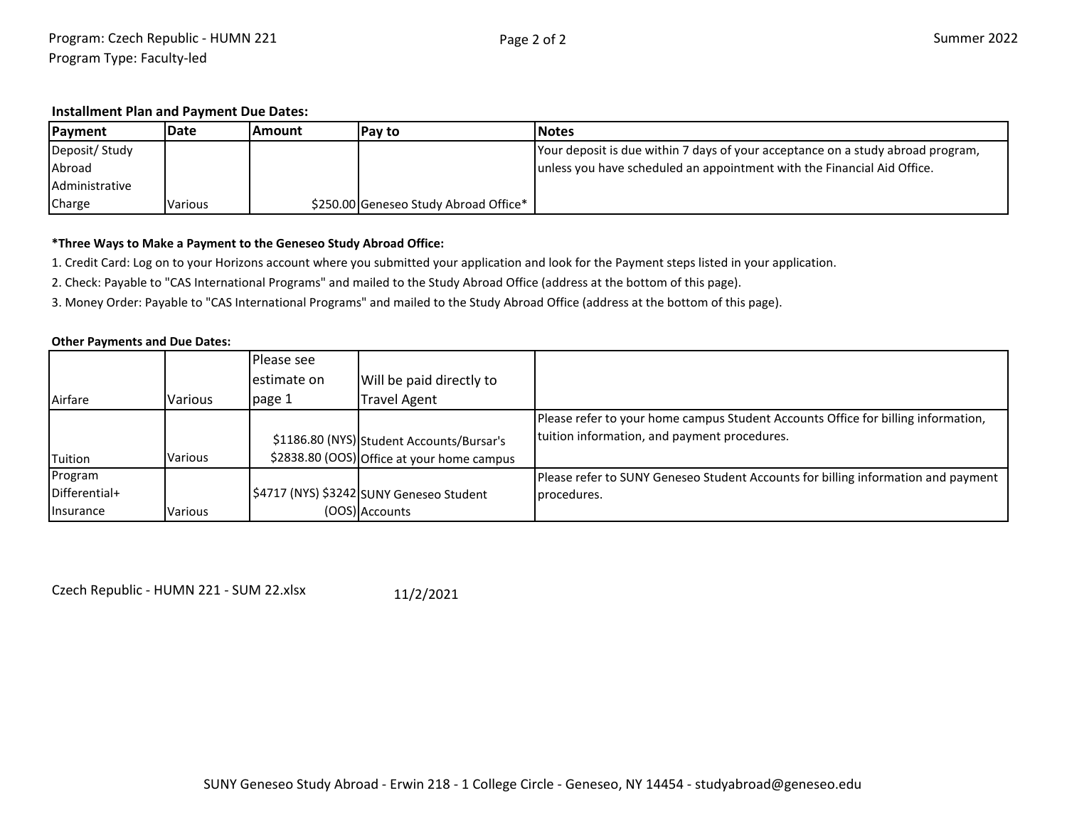**Installment Plan and Payment Due Dates:**

| Payment | Date | Amount | Pay to | Notes |
|---|---|---|---|---|
| Deposit/ Study Abroad Administrative Charge | Various | $250.00 | Geneseo Study Abroad Office* | Your deposit is due within 7 days of your acceptance on a study abroad program, unless you have scheduled an appointment with the Financial Aid Office. |

**\*Three Ways to Make a Payment to the Geneseo Study Abroad Office:**

1. Credit Card: Log on to your Horizons account where you submitted your application and look for the Payment steps listed in your application.
2. Check: Payable to "CAS International Programs" and mailed to the Study Abroad Office (address at the bottom of this page).
3. Money Order: Payable to "CAS International Programs" and mailed to the Study Abroad Office (address at the bottom of this page).

**Other Payments and Due Dates:**

| | | | | |
|---|---|---|---|---|
| Airfare | Various | Please see estimate on page 1 | Will be paid directly to Travel Agent | |
| Tuition | Various | $1186.80 (NYS) $2838.80 (OOS) | Student Accounts/Bursar's Office at your home campus | Please refer to your home campus Student Accounts Office for billing information, tuition information, and payment procedures. |
| Program Differential+ Insurance | Various | $4717 (NYS) $3242 (OOS) | SUNY Geneseo Student Accounts | Please refer to SUNY Geneseo Student Accounts for billing information and payment procedures. |

Czech Republic - HUMN 221 - SUM 22.xlsx 11/2/2021

SUNY Geneseo Study Abroad - Erwin 218 - 1 College Circle - Geneseo, NY 14454 - studyabroad@geneseo.edu